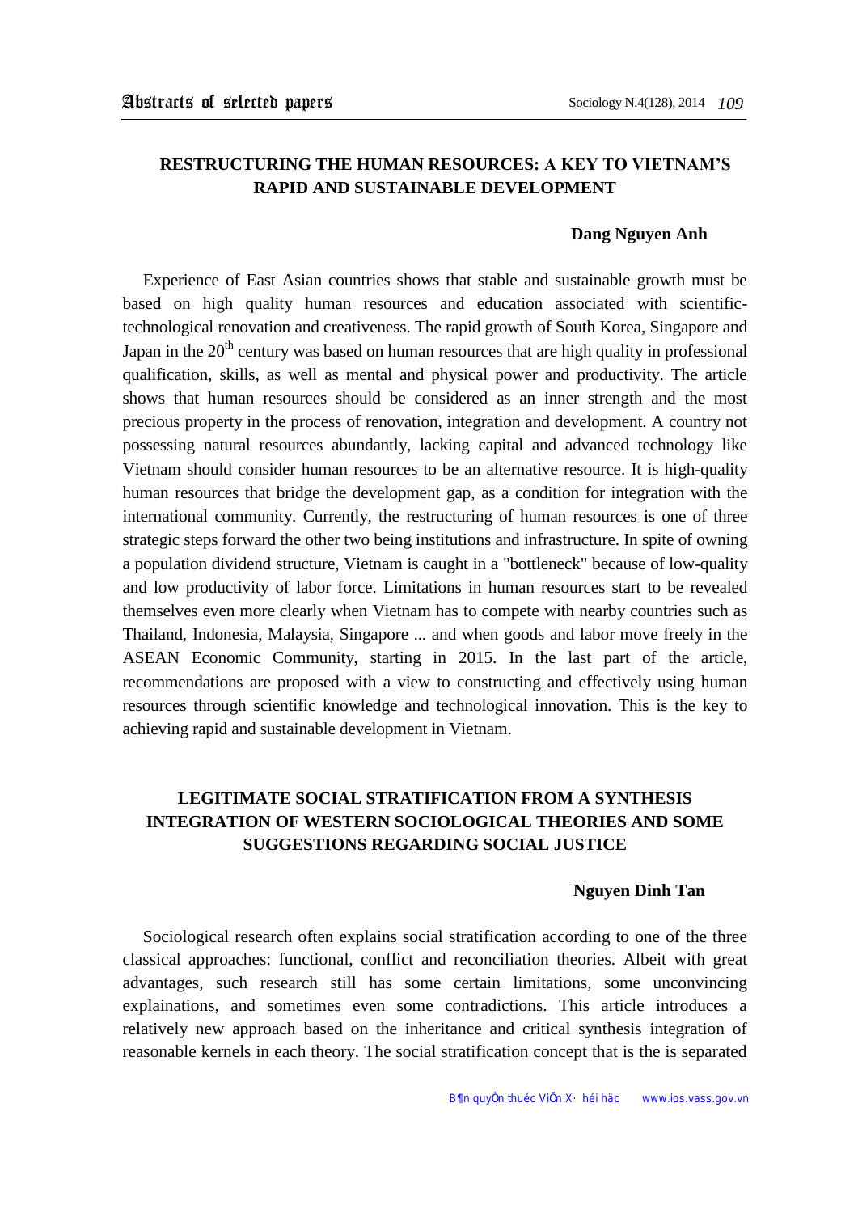## RESTRUCTURING THE HUMAN RESOURCES: A KEY TO VIETNAM'S RAPID AND SUSTAINABLE DEVELOPMENT

**Dang Nguyen Anh**

Experience of East Asian countries shows that stable and sustainable growth must be based on high quality human resources and education associated with scientific-technological renovation and creativeness. The rapid growth of South Korea, Singapore and Japan in the 20th century was based on human resources that are high quality in professional qualification, skills, as well as mental and physical power and productivity. The article shows that human resources should be considered as an inner strength and the most precious property in the process of renovation, integration and development. A country not possessing natural resources abundantly, lacking capital and advanced technology like Vietnam should consider human resources to be an alternative resource. It is high-quality human resources that bridge the development gap, as a condition for integration with the international community. Currently, the restructuring of human resources is one of three strategic steps forward the other two being institutions and infrastructure. In spite of owning a population dividend structure, Vietnam is caught in a "bottleneck" because of low-quality and low productivity of labor force. Limitations in human resources start to be revealed themselves even more clearly when Vietnam has to compete with nearby countries such as Thailand, Indonesia, Malaysia, Singapore ... and when goods and labor move freely in the ASEAN Economic Community, starting in 2015. In the last part of the article, recommendations are proposed with a view to constructing and effectively using human resources through scientific knowledge and technological innovation. This is the key to achieving rapid and sustainable development in Vietnam.

## LEGITIMATE SOCIAL STRATIFICATION FROM A SYNTHESIS INTEGRATION OF WESTERN SOCIOLOGICAL THEORIES AND SOME SUGGESTIONS REGARDING SOCIAL JUSTICE

**Nguyen Dinh Tan**

Sociological research often explains social stratification according to one of the three classical approaches: functional, conflict and reconciliation theories. Albeit with great advantages, such research still has some certain limitations, some unconvincing explainations, and sometimes even some contradictions. This article introduces a relatively new approach based on the inheritance and critical synthesis integration of reasonable kernels in each theory. The social stratification concept that is the is separated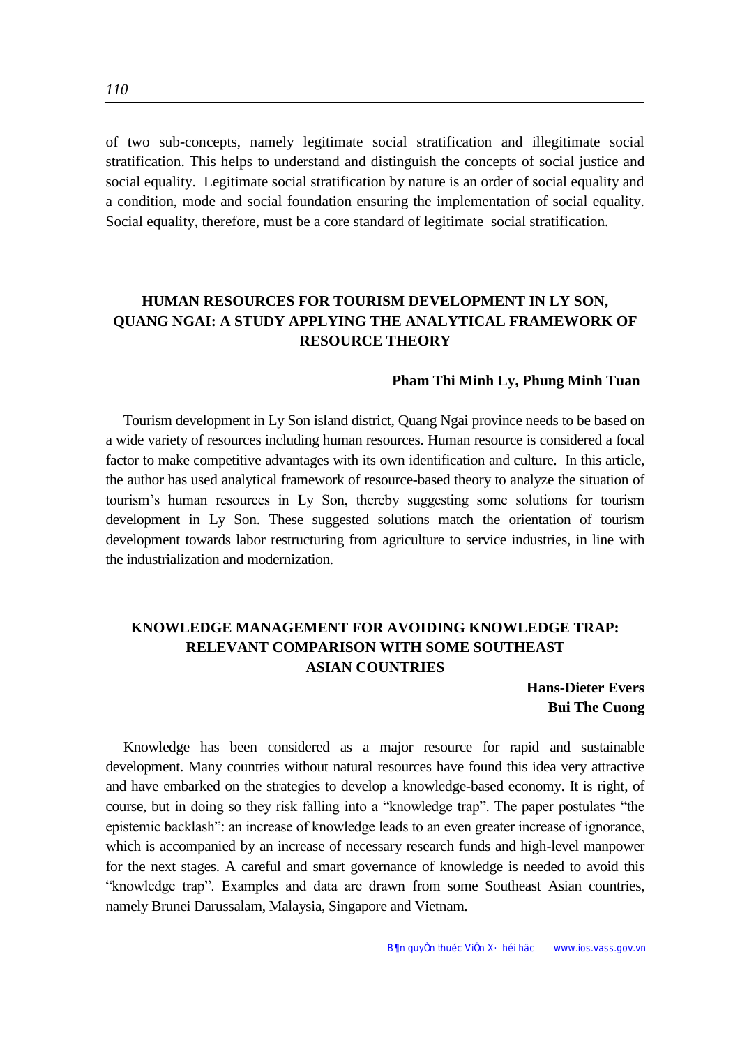of two sub-concepts, namely legitimate social stratification and illegitimate social stratification. This helps to understand and distinguish the concepts of social justice and social equality. Legitimate social stratification by nature is an order of social equality and a condition, mode and social foundation ensuring the implementation of social equality. Social equality, therefore, must be a core standard of legitimate social stratification.

## HUMAN RESOURCES FOR TOURISM DEVELOPMENT IN LY SON, QUANG NGAI: A STUDY APPLYING THE ANALYTICAL FRAMEWORK OF RESOURCE THEORY

**Pham Thi Minh Ly, Phung Minh Tuan**

Tourism development in Ly Son island district, Quang Ngai province needs to be based on a wide variety of resources including human resources. Human resource is considered a focal factor to make competitive advantages with its own identification and culture. In this article, the author has used analytical framework of resource-based theory to analyze the situation of tourism's human resources in Ly Son, thereby suggesting some solutions for tourism development in Ly Son. These suggested solutions match the orientation of tourism development towards labor restructuring from agriculture to service industries, in line with the industrialization and modernization.

## KNOWLEDGE MANAGEMENT FOR AVOIDING KNOWLEDGE TRAP: RELEVANT COMPARISON WITH SOME SOUTHEAST ASIAN COUNTRIES

**Hans-Dieter Evers**
**Bui The Cuong**

Knowledge has been considered as a major resource for rapid and sustainable development. Many countries without natural resources have found this idea very attractive and have embarked on the strategies to develop a knowledge-based economy. It is right, of course, but in doing so they risk falling into a "knowledge trap". The paper postulates "the epistemic backlash": an increase of knowledge leads to an even greater increase of ignorance, which is accompanied by an increase of necessary research funds and high-level manpower for the next stages. A careful and smart governance of knowledge is needed to avoid this "knowledge trap". Examples and data are drawn from some Southeast Asian countries, namely Brunei Darussalam, Malaysia, Singapore and Vietnam.